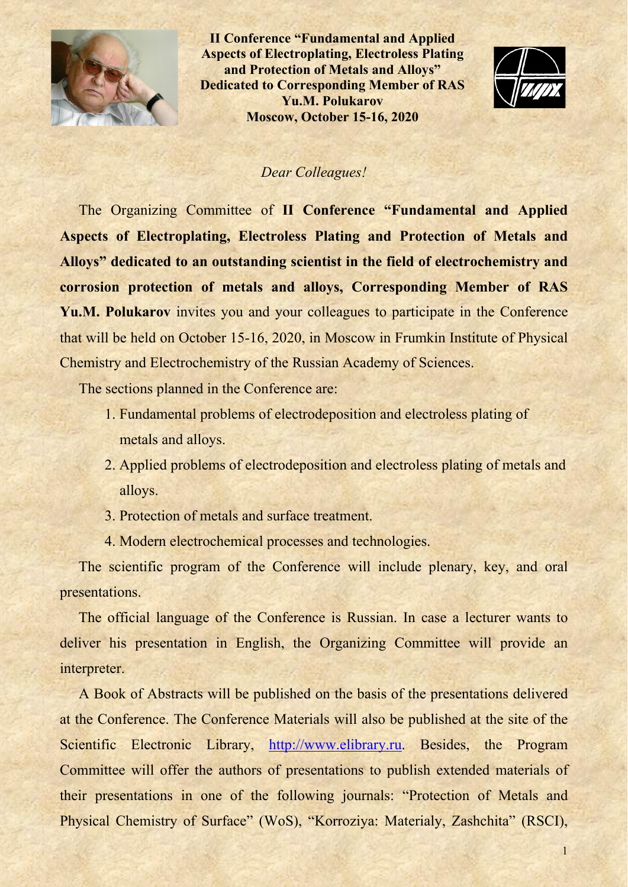**II Conference "Fundamental and Applied Aspects of Electroplating, Electroless Plating and Protection of Metals and Alloys" Dedicated to Corresponding Member of RAS Yu.M. Polukarov**
**Moscow, October 15-16, 2020**

*Dear Colleagues!*

The Organizing Committee of **II Conference "Fundamental and Applied Aspects of Electroplating, Electroless Plating and Protection of Metals and Alloys" dedicated to an outstanding scientist in the field of electrochemistry and corrosion protection of metals and alloys, Corresponding Member of RAS Yu.M. Polukarov** invites you and your colleagues to participate in the Conference that will be held on October 15-16, 2020, in Moscow in Frumkin Institute of Physical Chemistry and Electrochemistry of the Russian Academy of Sciences.

The sections planned in the Conference are:

1. Fundamental problems of electrodeposition and electroless plating of metals and alloys.
2. Applied problems of electrodeposition and electroless plating of metals and alloys.
3. Protection of metals and surface treatment.
4. Modern electrochemical processes and technologies.

The scientific program of the Conference will include plenary, key, and oral presentations.

The official language of the Conference is Russian. In case a lecturer wants to deliver his presentation in English, the Organizing Committee will provide an interpreter.

A Book of Abstracts will be published on the basis of the presentations delivered at the Conference. The Conference Materials will also be published at the site of the Scientific Electronic Library, http://www.elibrary.ru. Besides, the Program Committee will offer the authors of presentations to publish extended materials of their presentations in one of the following journals: "Protection of Metals and Physical Chemistry of Surface" (WoS), "Korroziya: Materialy, Zashchita" (RSCI),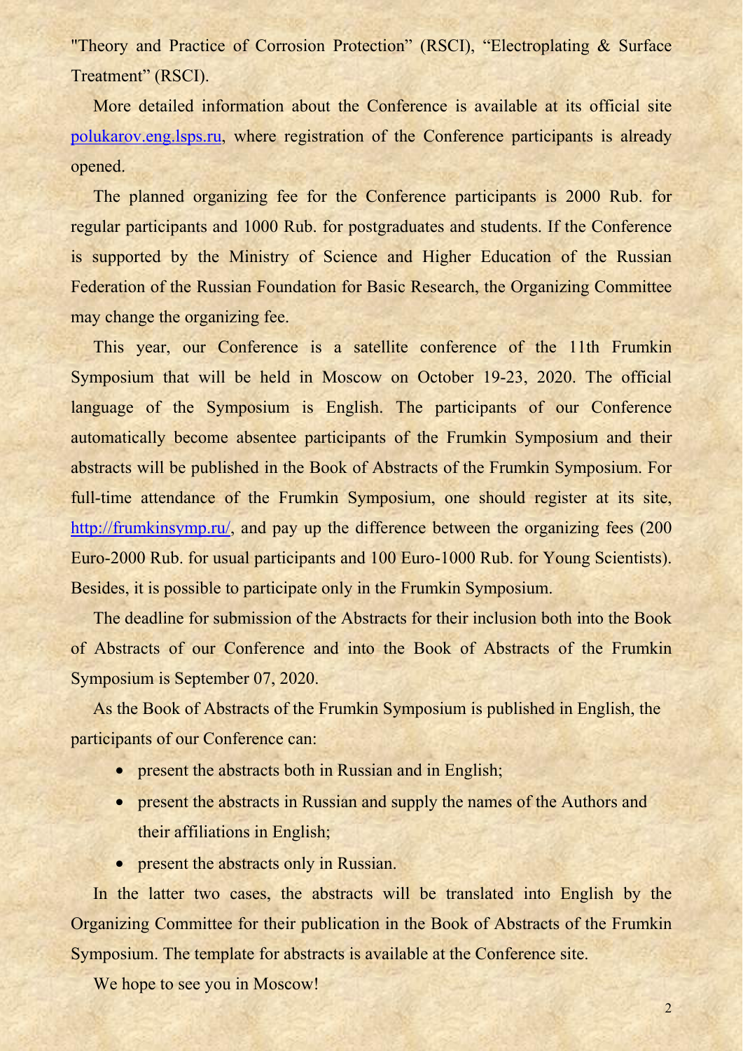"Theory and Practice of Corrosion Protection" (RSCI), "Electroplating & Surface Treatment" (RSCI).

More detailed information about the Conference is available at its official site [polukarov.eng.lsps.ru](polukarov.eng.lsps.ru), where registration of the Conference participants is already opened.

The planned organizing fee for the Conference participants is 2000 Rub. for regular participants and 1000 Rub. for postgraduates and students. If the Conference is supported by the Ministry of Science and Higher Education of the Russian Federation of the Russian Foundation for Basic Research, the Organizing Committee may change the organizing fee.

This year, our Conference is a satellite conference of the 11th Frumkin Symposium that will be held in Moscow on October 19-23, 2020. The official language of the Symposium is English. The participants of our Conference automatically become absentee participants of the Frumkin Symposium and their abstracts will be published in the Book of Abstracts of the Frumkin Symposium. For full-time attendance of the Frumkin Symposium, one should register at its site, [http://frumkinsymp.ru/](http://frumkinsymp.ru/), and pay up the difference between the organizing fees (200 Euro-2000 Rub. for usual participants and 100 Euro-1000 Rub. for Young Scientists). Besides, it is possible to participate only in the Frumkin Symposium.

The deadline for submission of the Abstracts for their inclusion both into the Book of Abstracts of our Conference and into the Book of Abstracts of the Frumkin Symposium is September 07, 2020.

As the Book of Abstracts of the Frumkin Symposium is published in English, the participants of our Conference can:

- present the abstracts both in Russian and in English;
- present the abstracts in Russian and supply the names of the Authors and their affiliations in English;
- present the abstracts only in Russian.

In the latter two cases, the abstracts will be translated into English by the Organizing Committee for their publication in the Book of Abstracts of the Frumkin Symposium. The template for abstracts is available at the Conference site.

We hope to see you in Moscow!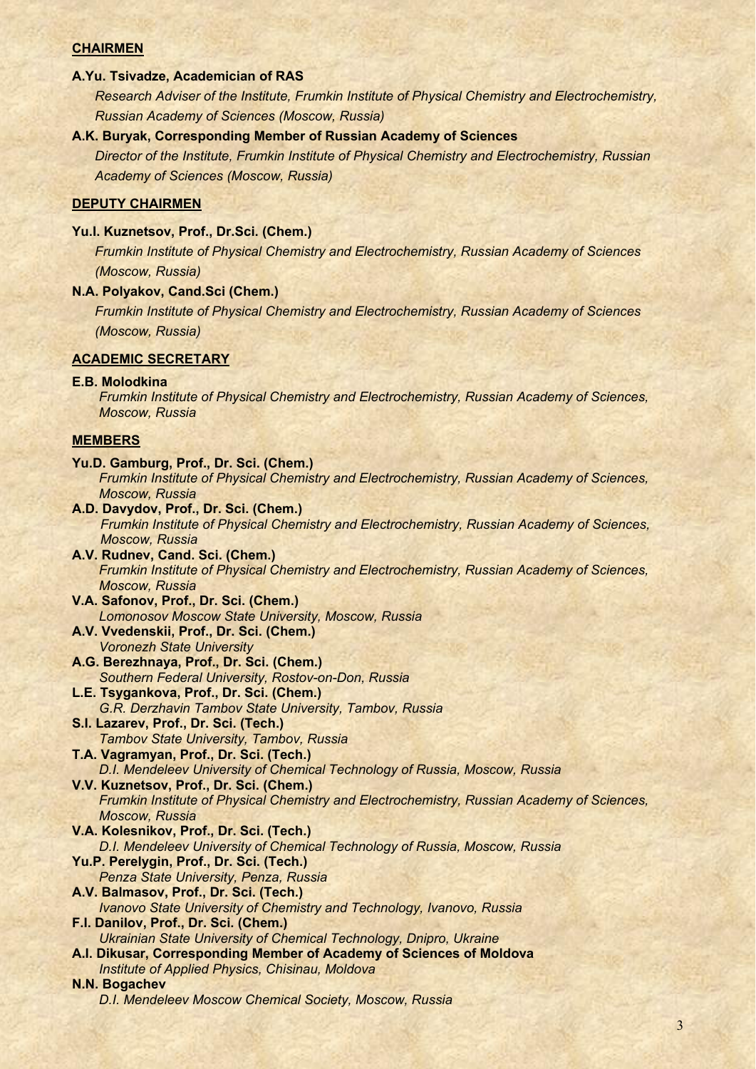## CHAIRMEN

**A.Yu. Tsivadze, Academician of RAS**

*Research Adviser of the Institute, Frumkin Institute of Physical Chemistry and Electrochemistry, Russian Academy of Sciences (Moscow, Russia)*

**A.K. Buryak, Corresponding Member of Russian Academy of Sciences**

*Director of the Institute, Frumkin Institute of Physical Chemistry and Electrochemistry, Russian Academy of Sciences (Moscow, Russia)*

## DEPUTY CHAIRMEN

**Yu.I. Kuznetsov, Prof., Dr.Sci. (Chem.)**

*Frumkin Institute of Physical Chemistry and Electrochemistry, Russian Academy of Sciences (Moscow, Russia)*

**N.A. Polyakov, Cand.Sci (Chem.)**

*Frumkin Institute of Physical Chemistry and Electrochemistry, Russian Academy of Sciences (Moscow, Russia)*

## ACADEMIC SECRETARY

**E.B. Molodkina**

*Frumkin Institute of Physical Chemistry and Electrochemistry, Russian Academy of Sciences, Moscow, Russia*

## MEMBERS

**Yu.D. Gamburg, Prof., Dr. Sci. (Chem.)**
*Frumkin Institute of Physical Chemistry and Electrochemistry, Russian Academy of Sciences, Moscow, Russia*

**A.D. Davydov, Prof., Dr. Sci. (Chem.)**
*Frumkin Institute of Physical Chemistry and Electrochemistry, Russian Academy of Sciences, Moscow, Russia*

**A.V. Rudnev, Cand. Sci. (Chem.)**
*Frumkin Institute of Physical Chemistry and Electrochemistry, Russian Academy of Sciences, Moscow, Russia*

**V.A. Safonov, Prof., Dr. Sci. (Chem.)**
*Lomonosov Moscow State University, Moscow, Russia*

**A.V. Vvedenskii, Prof., Dr. Sci. (Chem.)**
*Voronezh State University*

**A.G. Berezhnaya, Prof., Dr. Sci. (Chem.)**
*Southern Federal University, Rostov-on-Don, Russia*

**L.E. Tsygankova, Prof., Dr. Sci. (Chem.)**
*G.R. Derzhavin Tambov State University, Tambov, Russia*

**S.I. Lazarev, Prof., Dr. Sci. (Tech.)**
*Tambov State University, Tambov, Russia*

**T.A. Vagramyan, Prof., Dr. Sci. (Tech.)**
*D.I. Mendeleev University of Chemical Technology of Russia, Moscow, Russia*

**V.V. Kuznetsov, Prof., Dr. Sci. (Chem.)**
*Frumkin Institute of Physical Chemistry and Electrochemistry, Russian Academy of Sciences, Moscow, Russia*

**V.A. Kolesnikov, Prof., Dr. Sci. (Tech.)**
*D.I. Mendeleev University of Chemical Technology of Russia, Moscow, Russia*

**Yu.P. Perelygin, Prof., Dr. Sci. (Tech.)**
*Penza State University, Penza, Russia*

**A.V. Balmasov, Prof., Dr. Sci. (Tech.)**
*Ivanovo State University of Chemistry and Technology, Ivanovo, Russia*

**F.I. Danilov, Prof., Dr. Sci. (Chem.)**
*Ukrainian State University of Chemical Technology, Dnipro, Ukraine*

**A.I. Dikusar, Corresponding Member of Academy of Sciences of Moldova**
*Institute of Applied Physics, Chisinau, Moldova*

**N.N. Bogachev**
*D.I. Mendeleev Moscow Chemical Society, Moscow, Russia*